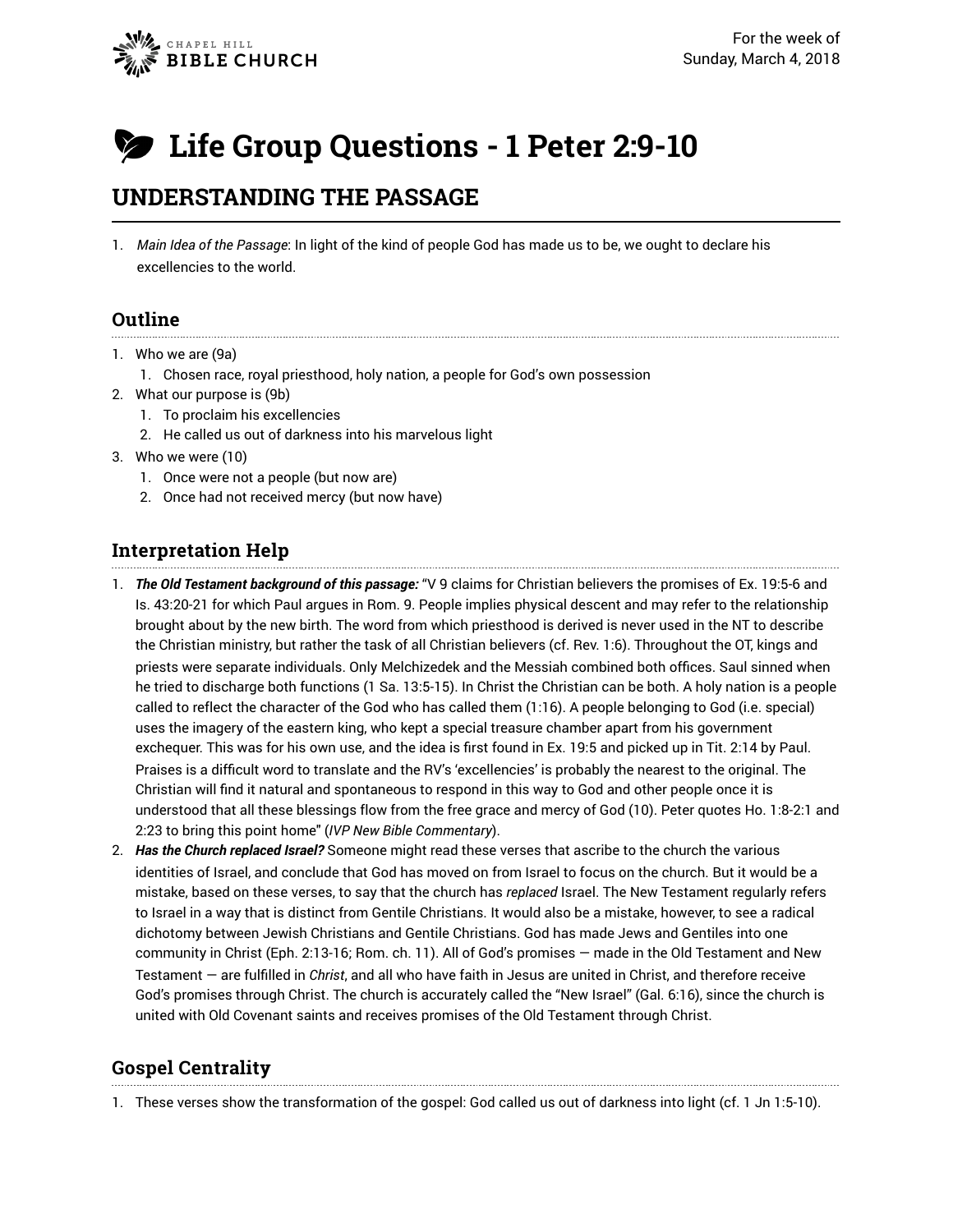CHAPEL HILL BIBLE CHURCH

For the week of Sunday, March 4, 2018

# Life Group Questions - 1 Peter 2:9-10

## UNDERSTANDING THE PASSAGE

1. *Main Idea of the Passage*: In light of the kind of people God has made us to be, we ought to declare his excellencies to the world.

### Outline

1. Who we are (9a)
   1. Chosen race, royal priesthood, holy nation, a people for God's own possession
2. What our purpose is (9b)
   1. To proclaim his excellencies
   2. He called us out of darkness into his marvelous light
3. Who we were (10)
   1. Once were not a people (but now are)
   2. Once had not received mercy (but now have)

### Interpretation Help

1. ***The Old Testament background of this passage:*** "V 9 claims for Christian believers the promises of Ex. 19:5-6 and Is. 43:20-21 for which Paul argues in Rom. 9. People implies physical descent and may refer to the relationship brought about by the new birth. The word from which priesthood is derived is never used in the NT to describe the Christian ministry, but rather the task of all Christian believers (cf. Rev. 1:6). Throughout the OT, kings and priests were separate individuals. Only Melchizedek and the Messiah combined both offices. Saul sinned when he tried to discharge both functions (1 Sa. 13:5-15). In Christ the Christian can be both. A holy nation is a people called to reflect the character of the God who has called them (1:16). A people belonging to God (i.e. special) uses the imagery of the eastern king, who kept a special treasure chamber apart from his government exchequer. This was for his own use, and the idea is first found in Ex. 19:5 and picked up in Tit. 2:14 by Paul. Praises is a difficult word to translate and the RV's 'excellencies' is probably the nearest to the original. The Christian will find it natural and spontaneous to respond in this way to God and other people once it is understood that all these blessings flow from the free grace and mercy of God (10). Peter quotes Ho. 1:8-2:1 and 2:23 to bring this point home" (*IVP New Bible Commentary*).
2. ***Has the Church replaced Israel?*** Someone might read these verses that ascribe to the church the various identities of Israel, and conclude that God has moved on from Israel to focus on the church. But it would be a mistake, based on these verses, to say that the church has *replaced* Israel. The New Testament regularly refers to Israel in a way that is distinct from Gentile Christians. It would also be a mistake, however, to see a radical dichotomy between Jewish Christians and Gentile Christians. God has made Jews and Gentiles into one community in Christ (Eph. 2:13-16; Rom. ch. 11). All of God's promises — made in the Old Testament and New Testament — are fulfilled in *Christ*, and all who have faith in Jesus are united in Christ, and therefore receive God's promises through Christ. The church is accurately called the "New Israel" (Gal. 6:16), since the church is united with Old Covenant saints and receives promises of the Old Testament through Christ.

### Gospel Centrality

1. These verses show the transformation of the gospel: God called us out of darkness into light (cf. 1 Jn 1:5-10).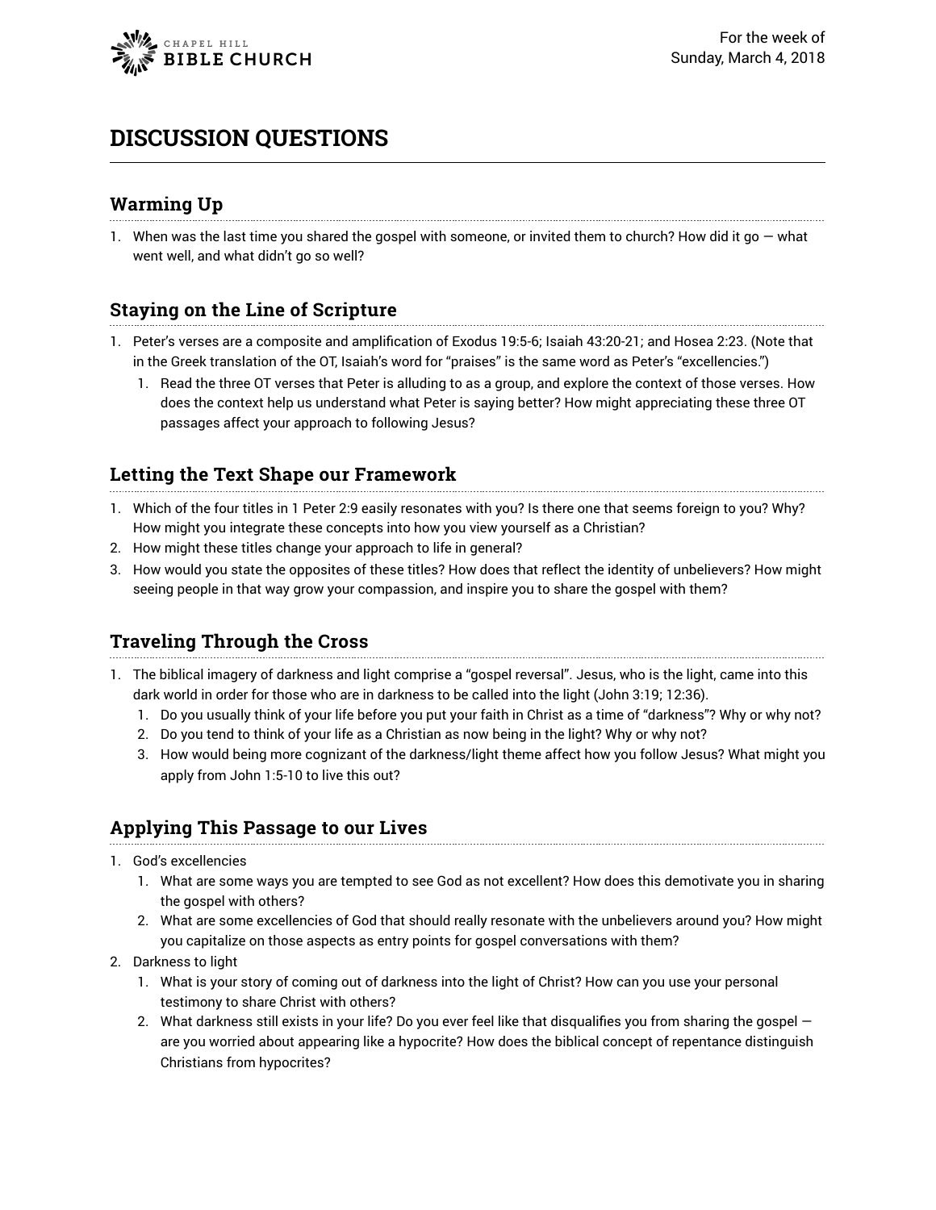For the week of
Sunday, March 4, 2018

# DISCUSSION QUESTIONS

## Warming Up

1. When was the last time you shared the gospel with someone, or invited them to church? How did it go — what went well, and what didn't go so well?

## Staying on the Line of Scripture

1. Peter's verses are a composite and amplification of Exodus 19:5-6; Isaiah 43:20-21; and Hosea 2:23. (Note that in the Greek translation of the OT, Isaiah's word for "praises" is the same word as Peter's "excellencies.")
    1. Read the three OT verses that Peter is alluding to as a group, and explore the context of those verses. How does the context help us understand what Peter is saying better? How might appreciating these three OT passages affect your approach to following Jesus?

## Letting the Text Shape our Framework

1. Which of the four titles in 1 Peter 2:9 easily resonates with you? Is there one that seems foreign to you? Why? How might you integrate these concepts into how you view yourself as a Christian?
2. How might these titles change your approach to life in general?
3. How would you state the opposites of these titles? How does that reflect the identity of unbelievers? How might seeing people in that way grow your compassion, and inspire you to share the gospel with them?

## Traveling Through the Cross

1. The biblical imagery of darkness and light comprise a "gospel reversal". Jesus, who is the light, came into this dark world in order for those who are in darkness to be called into the light (John 3:19; 12:36).
    1. Do you usually think of your life before you put your faith in Christ as a time of "darkness"? Why or why not?
    2. Do you tend to think of your life as a Christian as now being in the light? Why or why not?
    3. How would being more cognizant of the darkness/light theme affect how you follow Jesus? What might you apply from John 1:5-10 to live this out?

## Applying This Passage to our Lives

1. God's excellencies
    1. What are some ways you are tempted to see God as not excellent? How does this demotivate you in sharing the gospel with others?
    2. What are some excellencies of God that should really resonate with the unbelievers around you? How might you capitalize on those aspects as entry points for gospel conversations with them?
2. Darkness to light
    1. What is your story of coming out of darkness into the light of Christ? How can you use your personal testimony to share Christ with others?
    2. What darkness still exists in your life? Do you ever feel like that disqualifies you from sharing the gospel — are you worried about appearing like a hypocrite? How does the biblical concept of repentance distinguish Christians from hypocrites?